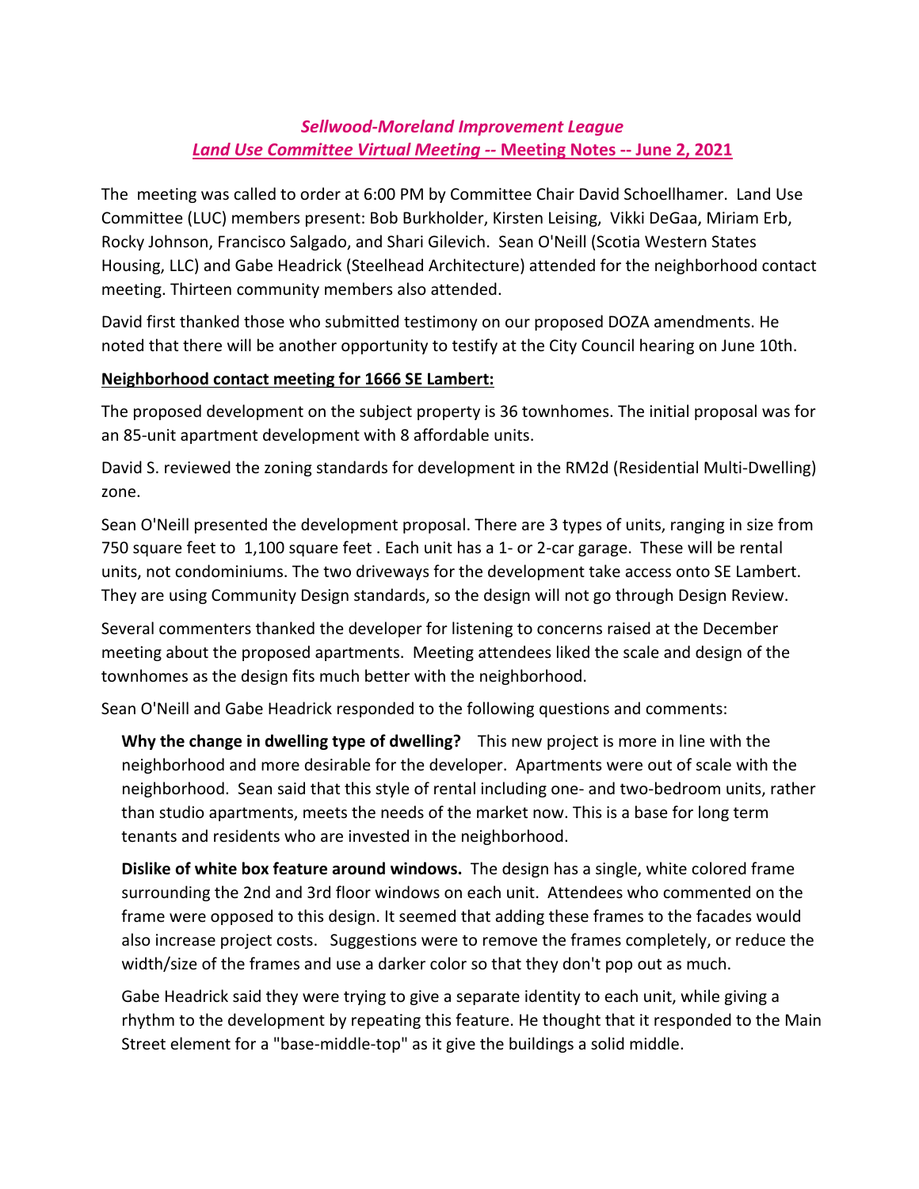# *Sellwood-Moreland Improvement League*
## *Land Use Committee Virtual Meeting* -- Meeting Notes -- June 2, 2021

The  meeting was called to order at 6:00 PM by Committee Chair David Schoellhamer.  Land Use Committee (LUC) members present: Bob Burkholder, Kirsten Leising,  Vikki DeGaa, Miriam Erb, Rocky Johnson, Francisco Salgado, and Shari Gilevich.  Sean O'Neill (Scotia Western States Housing, LLC) and Gabe Headrick (Steelhead Architecture) attended for the neighborhood contact meeting. Thirteen community members also attended.

David first thanked those who submitted testimony on our proposed DOZA amendments. He noted that there will be another opportunity to testify at the City Council hearing on June 10th.

**Neighborhood contact meeting for 1666 SE Lambert:**

The proposed development on the subject property is 36 townhomes. The initial proposal was for an 85-unit apartment development with 8 affordable units.

David S. reviewed the zoning standards for development in the RM2d (Residential Multi-Dwelling) zone.

Sean O'Neill presented the development proposal. There are 3 types of units, ranging in size from 750 square feet to  1,100 square feet . Each unit has a 1- or 2-car garage.  These will be rental units, not condominiums. The two driveways for the development take access onto SE Lambert. They are using Community Design standards, so the design will not go through Design Review.

Several commenters thanked the developer for listening to concerns raised at the December meeting about the proposed apartments.  Meeting attendees liked the scale and design of the townhomes as the design fits much better with the neighborhood.

Sean O'Neill and Gabe Headrick responded to the following questions and comments:

**Why the change in dwelling type of dwelling?**    This new project is more in line with the neighborhood and more desirable for the developer.  Apartments were out of scale with the neighborhood.  Sean said that this style of rental including one- and two-bedroom units, rather than studio apartments, meets the needs of the market now. This is a base for long term tenants and residents who are invested in the neighborhood.

**Dislike of white box feature around windows.**  The design has a single, white colored frame surrounding the 2nd and 3rd floor windows on each unit.  Attendees who commented on the frame were opposed to this design. It seemed that adding these frames to the facades would also increase project costs.   Suggestions were to remove the frames completely, or reduce the width/size of the frames and use a darker color so that they don't pop out as much.

Gabe Headrick said they were trying to give a separate identity to each unit, while giving a rhythm to the development by repeating this feature. He thought that it responded to the Main Street element for a "base-middle-top" as it give the buildings a solid middle.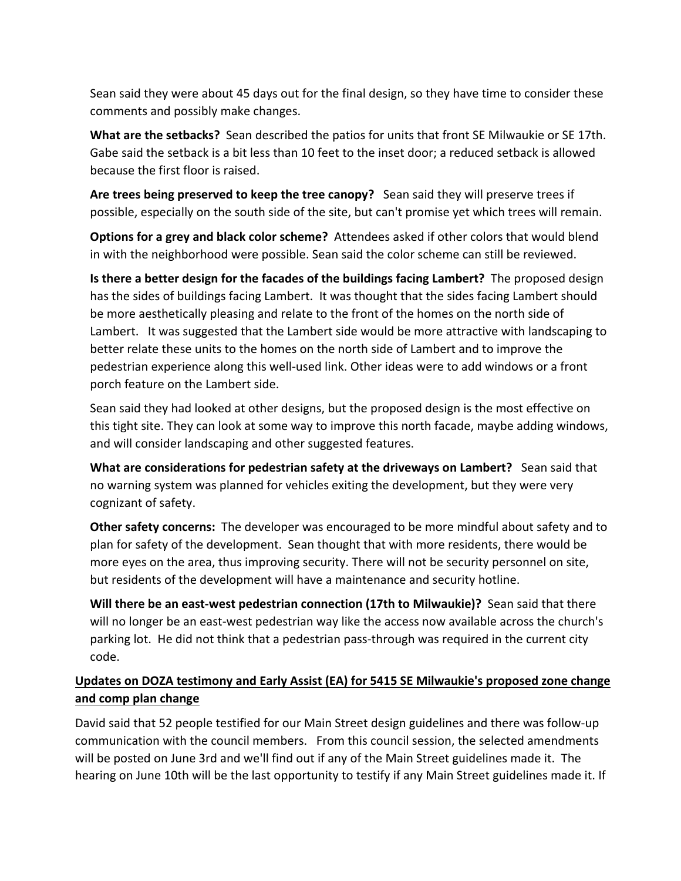Sean said they were about 45 days out for the final design, so they have time to consider these comments and possibly make changes.

**What are the setbacks?** Sean described the patios for units that front SE Milwaukie or SE 17th. Gabe said the setback is a bit less than 10 feet to the inset door; a reduced setback is allowed because the first floor is raised.

**Are trees being preserved to keep the tree canopy?** Sean said they will preserve trees if possible, especially on the south side of the site, but can't promise yet which trees will remain.

**Options for a grey and black color scheme?** Attendees asked if other colors that would blend in with the neighborhood were possible. Sean said the color scheme can still be reviewed.

**Is there a better design for the facades of the buildings facing Lambert?** The proposed design has the sides of buildings facing Lambert. It was thought that the sides facing Lambert should be more aesthetically pleasing and relate to the front of the homes on the north side of Lambert. It was suggested that the Lambert side would be more attractive with landscaping to better relate these units to the homes on the north side of Lambert and to improve the pedestrian experience along this well-used link. Other ideas were to add windows or a front porch feature on the Lambert side.

Sean said they had looked at other designs, but the proposed design is the most effective on this tight site. They can look at some way to improve this north facade, maybe adding windows, and will consider landscaping and other suggested features.

**What are considerations for pedestrian safety at the driveways on Lambert?** Sean said that no warning system was planned for vehicles exiting the development, but they were very cognizant of safety.

**Other safety concerns:** The developer was encouraged to be more mindful about safety and to plan for safety of the development. Sean thought that with more residents, there would be more eyes on the area, thus improving security. There will not be security personnel on site, but residents of the development will have a maintenance and security hotline.

**Will there be an east-west pedestrian connection (17th to Milwaukie)?** Sean said that there will no longer be an east-west pedestrian way like the access now available across the church's parking lot. He did not think that a pedestrian pass-through was required in the current city code.

## Updates on DOZA testimony and Early Assist (EA) for 5415 SE Milwaukie's proposed zone change and comp plan change

David said that 52 people testified for our Main Street design guidelines and there was follow-up communication with the council members. From this council session, the selected amendments will be posted on June 3rd and we'll find out if any of the Main Street guidelines made it. The hearing on June 10th will be the last opportunity to testify if any Main Street guidelines made it. If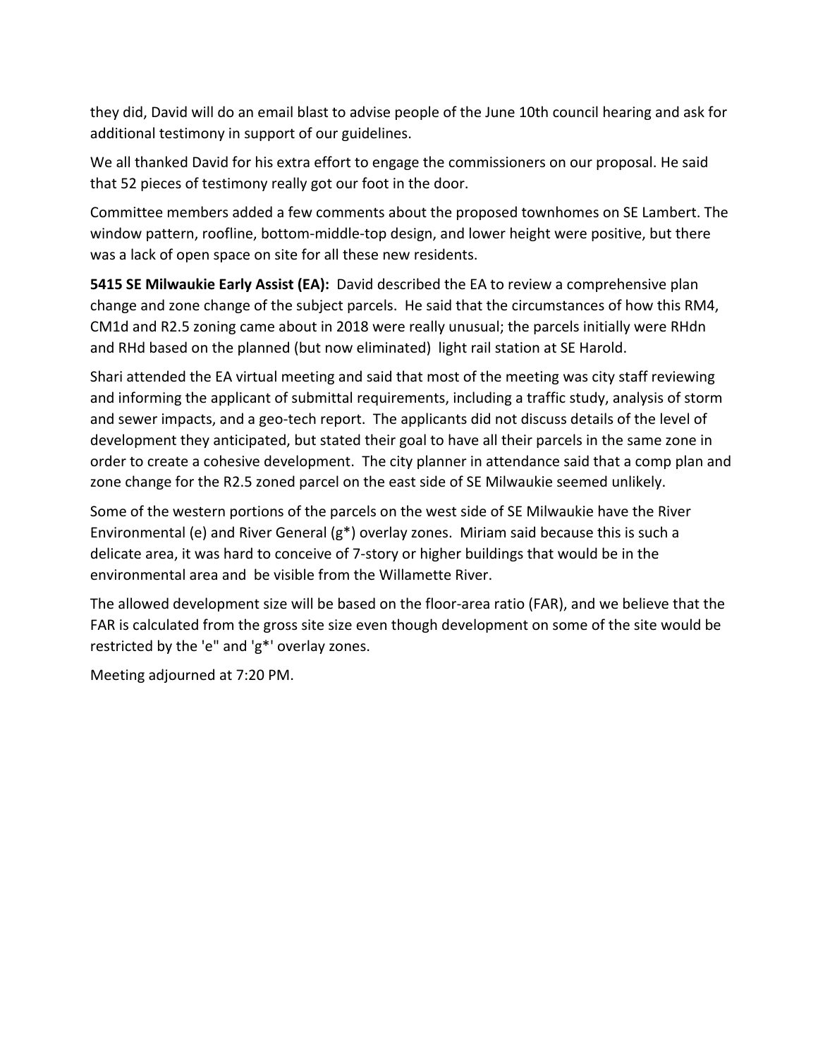they did, David will do an email blast to advise people of the June 10th council hearing and ask for additional testimony in support of our guidelines.

We all thanked David for his extra effort to engage the commissioners on our proposal. He said that 52 pieces of testimony really got our foot in the door.

Committee members added a few comments about the proposed townhomes on SE Lambert. The window pattern, roofline, bottom-middle-top design, and lower height were positive, but there was a lack of open space on site for all these new residents.

**5415 SE Milwaukie Early Assist (EA):** David described the EA to review a comprehensive plan change and zone change of the subject parcels. He said that the circumstances of how this RM4, CM1d and R2.5 zoning came about in 2018 were really unusual; the parcels initially were RHdn and RHd based on the planned (but now eliminated) light rail station at SE Harold.

Shari attended the EA virtual meeting and said that most of the meeting was city staff reviewing and informing the applicant of submittal requirements, including a traffic study, analysis of storm and sewer impacts, and a geo-tech report. The applicants did not discuss details of the level of development they anticipated, but stated their goal to have all their parcels in the same zone in order to create a cohesive development. The city planner in attendance said that a comp plan and zone change for the R2.5 zoned parcel on the east side of SE Milwaukie seemed unlikely.

Some of the western portions of the parcels on the west side of SE Milwaukie have the River Environmental (e) and River General (g*) overlay zones. Miriam said because this is such a delicate area, it was hard to conceive of 7-story or higher buildings that would be in the environmental area and be visible from the Willamette River.

The allowed development size will be based on the floor-area ratio (FAR), and we believe that the FAR is calculated from the gross site size even though development on some of the site would be restricted by the 'e" and 'g*' overlay zones.

Meeting adjourned at 7:20 PM.